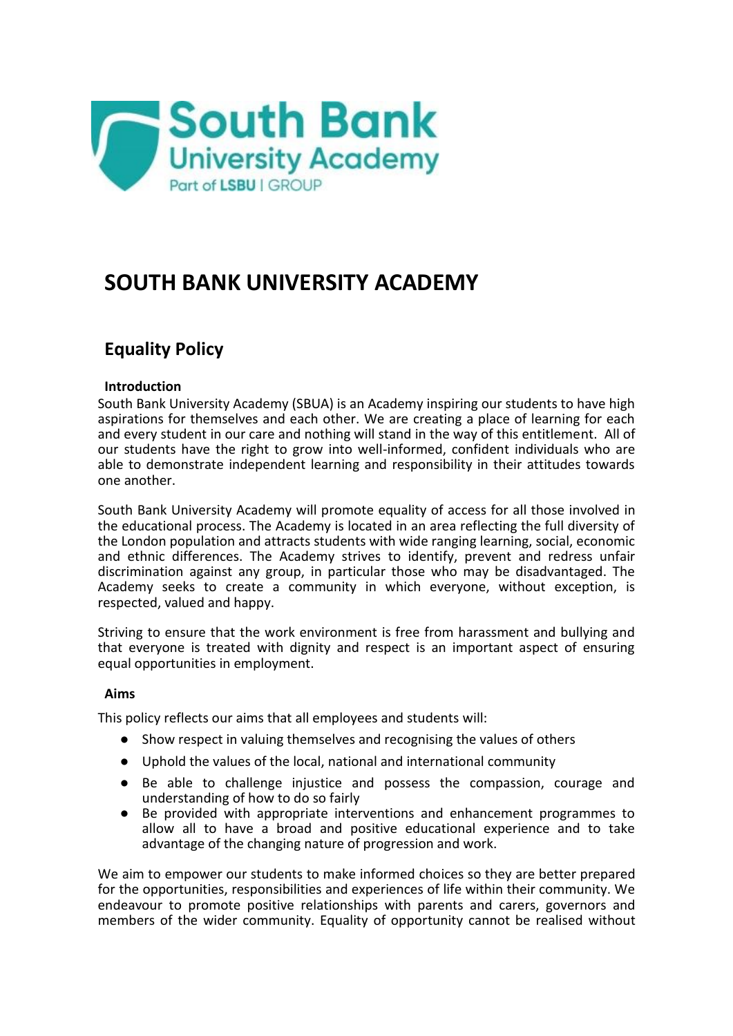# SOUTH BANK UNIVERSITY ACADEMY

## Equality Policy

### Introduction

South Bank University Academy (SBUA) is an Academy inspiring our students to have high aspirations for themselves and each other. We are creating a place of learning for each and every student in our care and nothing will stand in the way of this entitlement. All of our students have the right to grow into well-informed, confident individuals who are able to demonstrate independent learning and responsibility in their attitudes towards one another.

South Bank University Academy will promote equality of access for all those involved in the educational process. The Academy is located in an area reflecting the full diversity of the London population and attracts students with wide ranging learning, social, economic and ethnic differences. The Academy strives to identify, prevent and redress unfair discrimination against any group, in particular those who may be disadvantaged. The Academy seeks to create a community in which everyone, without exception, is respected, valued and happy.

Striving to ensure that the work environment is free from harassment and bullying and that everyone is treated with dignity and respect is an important aspect of ensuring equal opportunities in employment.

### Aims

This policy reflects our aims that all employees and students will:

- Show respect in valuing themselves and recognising the values of others
- Uphold the values of the local, national and international community
- Be able to challenge injustice and possess the compassion, courage and understanding of how to do so fairly
- Be provided with appropriate interventions and enhancement programmes to allow all to have a broad and positive educational experience and to take advantage of the changing nature of progression and work.

We aim to empower our students to make informed choices so they are better prepared for the opportunities, responsibilities and experiences of life within their community. We endeavour to promote positive relationships with parents and carers, governors and members of the wider community. Equality of opportunity cannot be realised without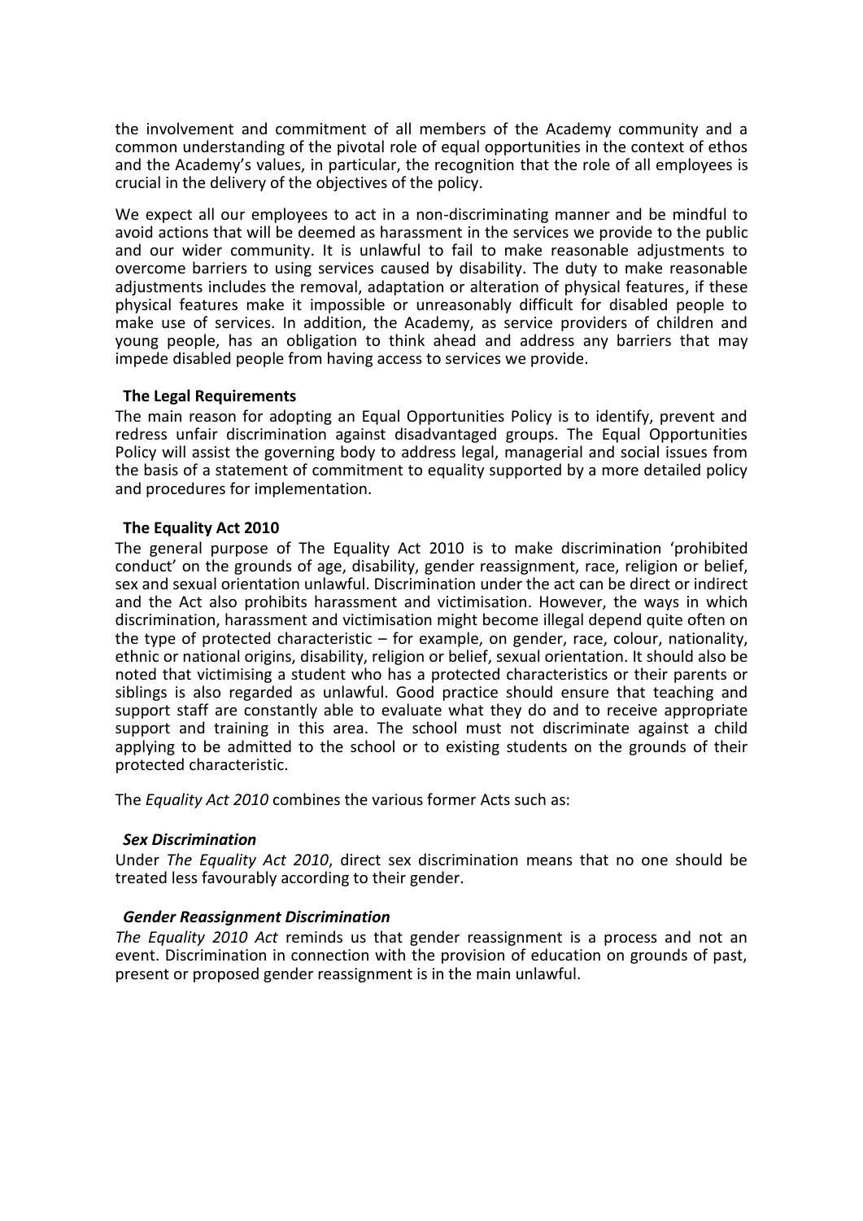the involvement and commitment of all members of the Academy community and a common understanding of the pivotal role of equal opportunities in the context of ethos and the Academy's values, in particular, the recognition that the role of all employees is crucial in the delivery of the objectives of the policy.

We expect all our employees to act in a non-discriminating manner and be mindful to avoid actions that will be deemed as harassment in the services we provide to the public and our wider community. It is unlawful to fail to make reasonable adjustments to overcome barriers to using services caused by disability. The duty to make reasonable adjustments includes the removal, adaptation or alteration of physical features, if these physical features make it impossible or unreasonably difficult for disabled people to make use of services. In addition, the Academy, as service providers of children and young people, has an obligation to think ahead and address any barriers that may impede disabled people from having access to services we provide.

**The Legal Requirements**

The main reason for adopting an Equal Opportunities Policy is to identify, prevent and redress unfair discrimination against disadvantaged groups. The Equal Opportunities Policy will assist the governing body to address legal, managerial and social issues from the basis of a statement of commitment to equality supported by a more detailed policy and procedures for implementation.

**The Equality Act 2010**

The general purpose of The Equality Act 2010 is to make discrimination 'prohibited conduct' on the grounds of age, disability, gender reassignment, race, religion or belief, sex and sexual orientation unlawful. Discrimination under the act can be direct or indirect and the Act also prohibits harassment and victimisation. However, the ways in which discrimination, harassment and victimisation might become illegal depend quite often on the type of protected characteristic – for example, on gender, race, colour, nationality, ethnic or national origins, disability, religion or belief, sexual orientation. It should also be noted that victimising a student who has a protected characteristics or their parents or siblings is also regarded as unlawful. Good practice should ensure that teaching and support staff are constantly able to evaluate what they do and to receive appropriate support and training in this area. The school must not discriminate against a child applying to be admitted to the school or to existing students on the grounds of their protected characteristic.

The *Equality Act 2010* combines the various former Acts such as:

***Sex Discrimination***

Under *The Equality Act 2010*, direct sex discrimination means that no one should be treated less favourably according to their gender.

***Gender Reassignment Discrimination***

*The Equality 2010 Act* reminds us that gender reassignment is a process and not an event. Discrimination in connection with the provision of education on grounds of past, present or proposed gender reassignment is in the main unlawful.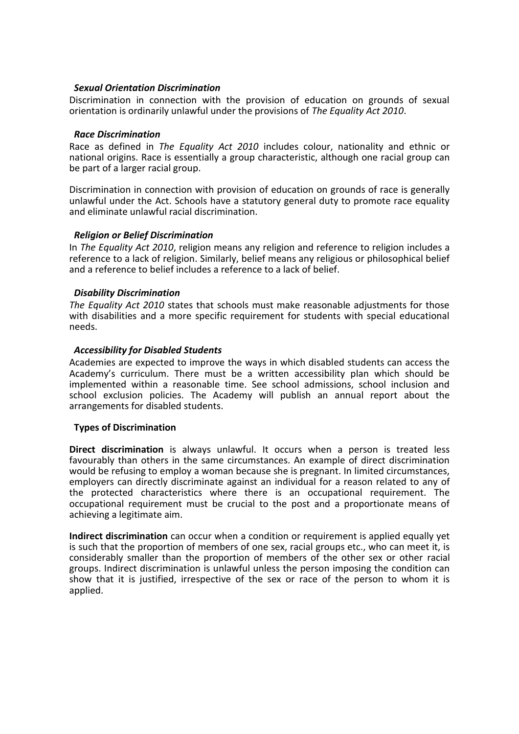***Sexual Orientation Discrimination***

Discrimination in connection with the provision of education on grounds of sexual orientation is ordinarily unlawful under the provisions of *The Equality Act 2010*.

***Race Discrimination***

Race as defined in *The Equality Act 2010* includes colour, nationality and ethnic or national origins. Race is essentially a group characteristic, although one racial group can be part of a larger racial group.

Discrimination in connection with provision of education on grounds of race is generally unlawful under the Act. Schools have a statutory general duty to promote race equality and eliminate unlawful racial discrimination.

***Religion or Belief Discrimination***

In *The Equality Act 2010*, religion means any religion and reference to religion includes a reference to a lack of religion. Similarly, belief means any religious or philosophical belief and a reference to belief includes a reference to a lack of belief.

***Disability Discrimination***

*The Equality Act 2010* states that schools must make reasonable adjustments for those with disabilities and a more specific requirement for students with special educational needs.

***Accessibility for Disabled Students***

Academies are expected to improve the ways in which disabled students can access the Academy's curriculum. There must be a written accessibility plan which should be implemented within a reasonable time. See school admissions, school inclusion and school exclusion policies. The Academy will publish an annual report about the arrangements for disabled students.

**Types of Discrimination**

**Direct discrimination** is always unlawful. It occurs when a person is treated less favourably than others in the same circumstances. An example of direct discrimination would be refusing to employ a woman because she is pregnant. In limited circumstances, employers can directly discriminate against an individual for a reason related to any of the protected characteristics where there is an occupational requirement. The occupational requirement must be crucial to the post and a proportionate means of achieving a legitimate aim.

**Indirect discrimination** can occur when a condition or requirement is applied equally yet is such that the proportion of members of one sex, racial groups etc., who can meet it, is considerably smaller than the proportion of members of the other sex or other racial groups. Indirect discrimination is unlawful unless the person imposing the condition can show that it is justified, irrespective of the sex or race of the person to whom it is applied.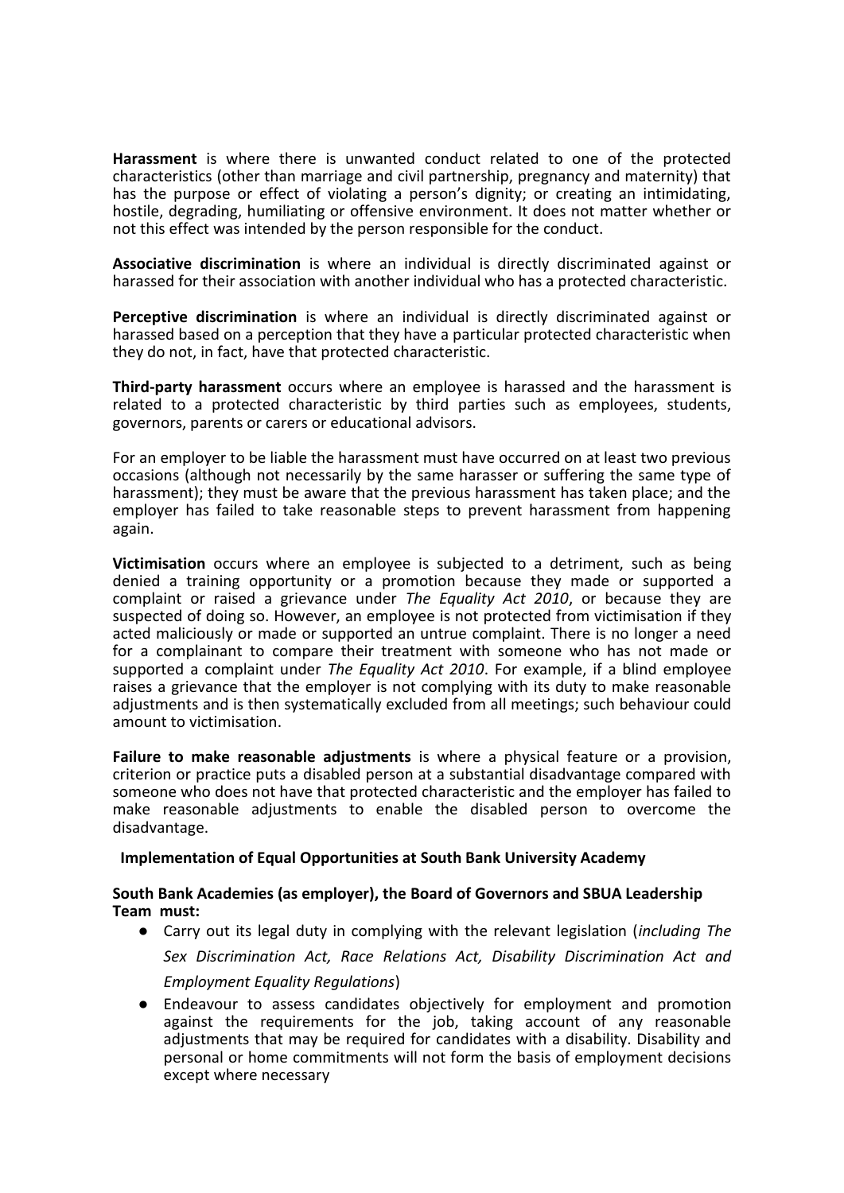**Harassment** is where there is unwanted conduct related to one of the protected characteristics (other than marriage and civil partnership, pregnancy and maternity) that has the purpose or effect of violating a person's dignity; or creating an intimidating, hostile, degrading, humiliating or offensive environment. It does not matter whether or not this effect was intended by the person responsible for the conduct.

**Associative discrimination** is where an individual is directly discriminated against or harassed for their association with another individual who has a protected characteristic.

**Perceptive discrimination** is where an individual is directly discriminated against or harassed based on a perception that they have a particular protected characteristic when they do not, in fact, have that protected characteristic.

**Third-party harassment** occurs where an employee is harassed and the harassment is related to a protected characteristic by third parties such as employees, students, governors, parents or carers or educational advisors.

For an employer to be liable the harassment must have occurred on at least two previous occasions (although not necessarily by the same harasser or suffering the same type of harassment); they must be aware that the previous harassment has taken place; and the employer has failed to take reasonable steps to prevent harassment from happening again.

**Victimisation** occurs where an employee is subjected to a detriment, such as being denied a training opportunity or a promotion because they made or supported a complaint or raised a grievance under *The Equality Act 2010*, or because they are suspected of doing so. However, an employee is not protected from victimisation if they acted maliciously or made or supported an untrue complaint. There is no longer a need for a complainant to compare their treatment with someone who has not made or supported a complaint under *The Equality Act 2010*. For example, if a blind employee raises a grievance that the employer is not complying with its duty to make reasonable adjustments and is then systematically excluded from all meetings; such behaviour could amount to victimisation.

**Failure to make reasonable adjustments** is where a physical feature or a provision, criterion or practice puts a disabled person at a substantial disadvantage compared with someone who does not have that protected characteristic and the employer has failed to make reasonable adjustments to enable the disabled person to overcome the disadvantage.

**Implementation of Equal Opportunities at South Bank University Academy**

**South Bank Academies (as employer), the Board of Governors and SBUA Leadership Team must:**

- Carry out its legal duty in complying with the relevant legislation (*including The Sex Discrimination Act, Race Relations Act, Disability Discrimination Act and Employment Equality Regulations*)
- Endeavour to assess candidates objectively for employment and promotion against the requirements for the job, taking account of any reasonable adjustments that may be required for candidates with a disability. Disability and personal or home commitments will not form the basis of employment decisions except where necessary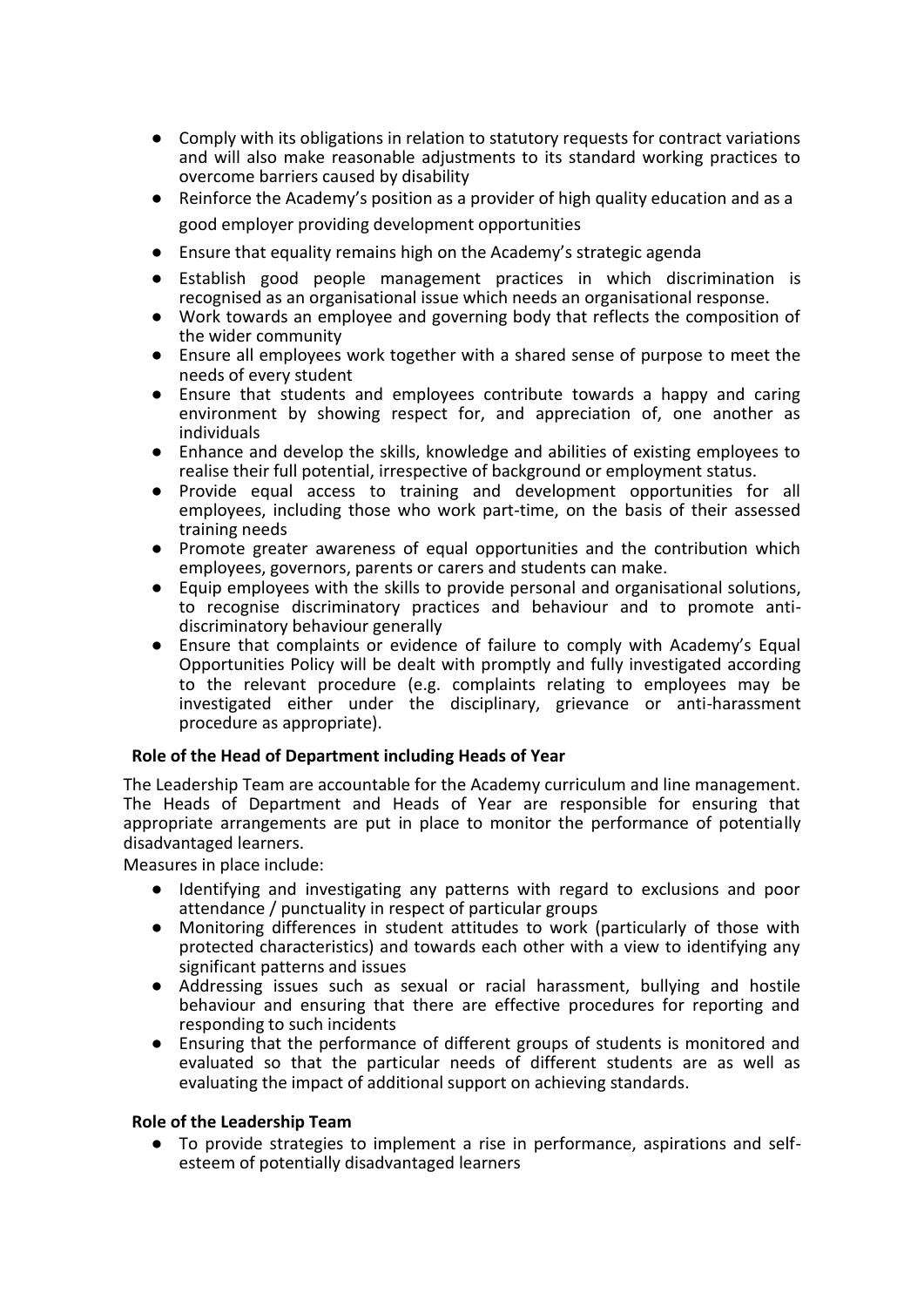- Comply with its obligations in relation to statutory requests for contract variations and will also make reasonable adjustments to its standard working practices to overcome barriers caused by disability
- Reinforce the Academy's position as a provider of high quality education and as a good employer providing development opportunities
- Ensure that equality remains high on the Academy's strategic agenda
- Establish good people management practices in which discrimination is recognised as an organisational issue which needs an organisational response.
- Work towards an employee and governing body that reflects the composition of the wider community
- Ensure all employees work together with a shared sense of purpose to meet the needs of every student
- Ensure that students and employees contribute towards a happy and caring environment by showing respect for, and appreciation of, one another as individuals
- Enhance and develop the skills, knowledge and abilities of existing employees to realise their full potential, irrespective of background or employment status.
- Provide equal access to training and development opportunities for all employees, including those who work part-time, on the basis of their assessed training needs
- Promote greater awareness of equal opportunities and the contribution which employees, governors, parents or carers and students can make.
- Equip employees with the skills to provide personal and organisational solutions, to recognise discriminatory practices and behaviour and to promote anti-discriminatory behaviour generally
- Ensure that complaints or evidence of failure to comply with Academy's Equal Opportunities Policy will be dealt with promptly and fully investigated according to the relevant procedure (e.g. complaints relating to employees may be investigated either under the disciplinary, grievance or anti-harassment procedure as appropriate).

**Role of the Head of Department including Heads of Year**

The Leadership Team are accountable for the Academy curriculum and line management. The Heads of Department and Heads of Year are responsible for ensuring that appropriate arrangements are put in place to monitor the performance of potentially disadvantaged learners.

Measures in place include:

- Identifying and investigating any patterns with regard to exclusions and poor attendance / punctuality in respect of particular groups
- Monitoring differences in student attitudes to work (particularly of those with protected characteristics) and towards each other with a view to identifying any significant patterns and issues
- Addressing issues such as sexual or racial harassment, bullying and hostile behaviour and ensuring that there are effective procedures for reporting and responding to such incidents
- Ensuring that the performance of different groups of students is monitored and evaluated so that the particular needs of different students are as well as evaluating the impact of additional support on achieving standards.

**Role of the Leadership Team**

- To provide strategies to implement a rise in performance, aspirations and self-esteem of potentially disadvantaged learners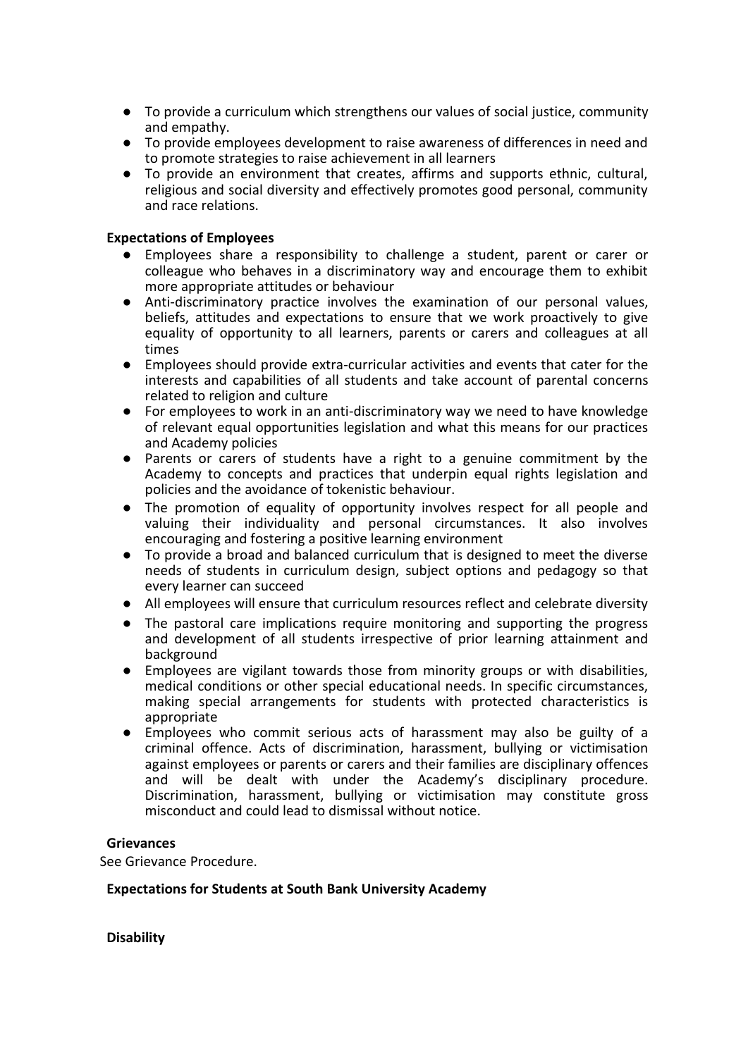- To provide a curriculum which strengthens our values of social justice, community and empathy.
- To provide employees development to raise awareness of differences in need and to promote strategies to raise achievement in all learners
- To provide an environment that creates, affirms and supports ethnic, cultural, religious and social diversity and effectively promotes good personal, community and race relations.

**Expectations of Employees**

- Employees share a responsibility to challenge a student, parent or carer or colleague who behaves in a discriminatory way and encourage them to exhibit more appropriate attitudes or behaviour
- Anti-discriminatory practice involves the examination of our personal values, beliefs, attitudes and expectations to ensure that we work proactively to give equality of opportunity to all learners, parents or carers and colleagues at all times
- Employees should provide extra-curricular activities and events that cater for the interests and capabilities of all students and take account of parental concerns related to religion and culture
- For employees to work in an anti-discriminatory way we need to have knowledge of relevant equal opportunities legislation and what this means for our practices and Academy policies
- Parents or carers of students have a right to a genuine commitment by the Academy to concepts and practices that underpin equal rights legislation and policies and the avoidance of tokenistic behaviour.
- The promotion of equality of opportunity involves respect for all people and valuing their individuality and personal circumstances. It also involves encouraging and fostering a positive learning environment
- To provide a broad and balanced curriculum that is designed to meet the diverse needs of students in curriculum design, subject options and pedagogy so that every learner can succeed
- All employees will ensure that curriculum resources reflect and celebrate diversity
- The pastoral care implications require monitoring and supporting the progress and development of all students irrespective of prior learning attainment and background
- Employees are vigilant towards those from minority groups or with disabilities, medical conditions or other special educational needs. In specific circumstances, making special arrangements for students with protected characteristics is appropriate
- Employees who commit serious acts of harassment may also be guilty of a criminal offence. Acts of discrimination, harassment, bullying or victimisation against employees or parents or carers and their families are disciplinary offences and will be dealt with under the Academy's disciplinary procedure. Discrimination, harassment, bullying or victimisation may constitute gross misconduct and could lead to dismissal without notice.

**Grievances**

See Grievance Procedure.

**Expectations for Students at South Bank University Academy**

**Disability**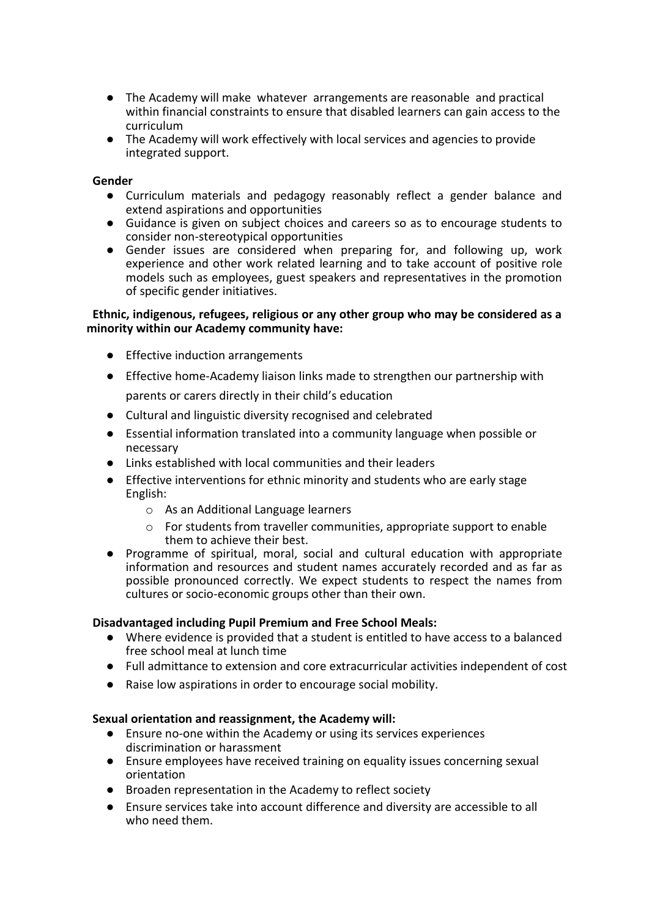- The Academy will make whatever arrangements are reasonable and practical within financial constraints to ensure that disabled learners can gain access to the curriculum
- The Academy will work effectively with local services and agencies to provide integrated support.

**Gender**

- Curriculum materials and pedagogy reasonably reflect a gender balance and extend aspirations and opportunities
- Guidance is given on subject choices and careers so as to encourage students to consider non-stereotypical opportunities
- Gender issues are considered when preparing for, and following up, work experience and other work related learning and to take account of positive role models such as employees, guest speakers and representatives in the promotion of specific gender initiatives.

**Ethnic, indigenous, refugees, religious or any other group who may be considered as a minority within our Academy community have:**

- Effective induction arrangements
- Effective home-Academy liaison links made to strengthen our partnership with parents or carers directly in their child's education
- Cultural and linguistic diversity recognised and celebrated
- Essential information translated into a community language when possible or necessary
- Links established with local communities and their leaders
- Effective interventions for ethnic minority and students who are early stage English:
  - As an Additional Language learners
  - For students from traveller communities, appropriate support to enable them to achieve their best.
- Programme of spiritual, moral, social and cultural education with appropriate information and resources and student names accurately recorded and as far as possible pronounced correctly. We expect students to respect the names from cultures or socio-economic groups other than their own.

**Disadvantaged including Pupil Premium and Free School Meals:**

- Where evidence is provided that a student is entitled to have access to a balanced free school meal at lunch time
- Full admittance to extension and core extracurricular activities independent of cost
- Raise low aspirations in order to encourage social mobility.

**Sexual orientation and reassignment, the Academy will:**

- Ensure no-one within the Academy or using its services experiences discrimination or harassment
- Ensure employees have received training on equality issues concerning sexual orientation
- Broaden representation in the Academy to reflect society
- Ensure services take into account difference and diversity are accessible to all who need them.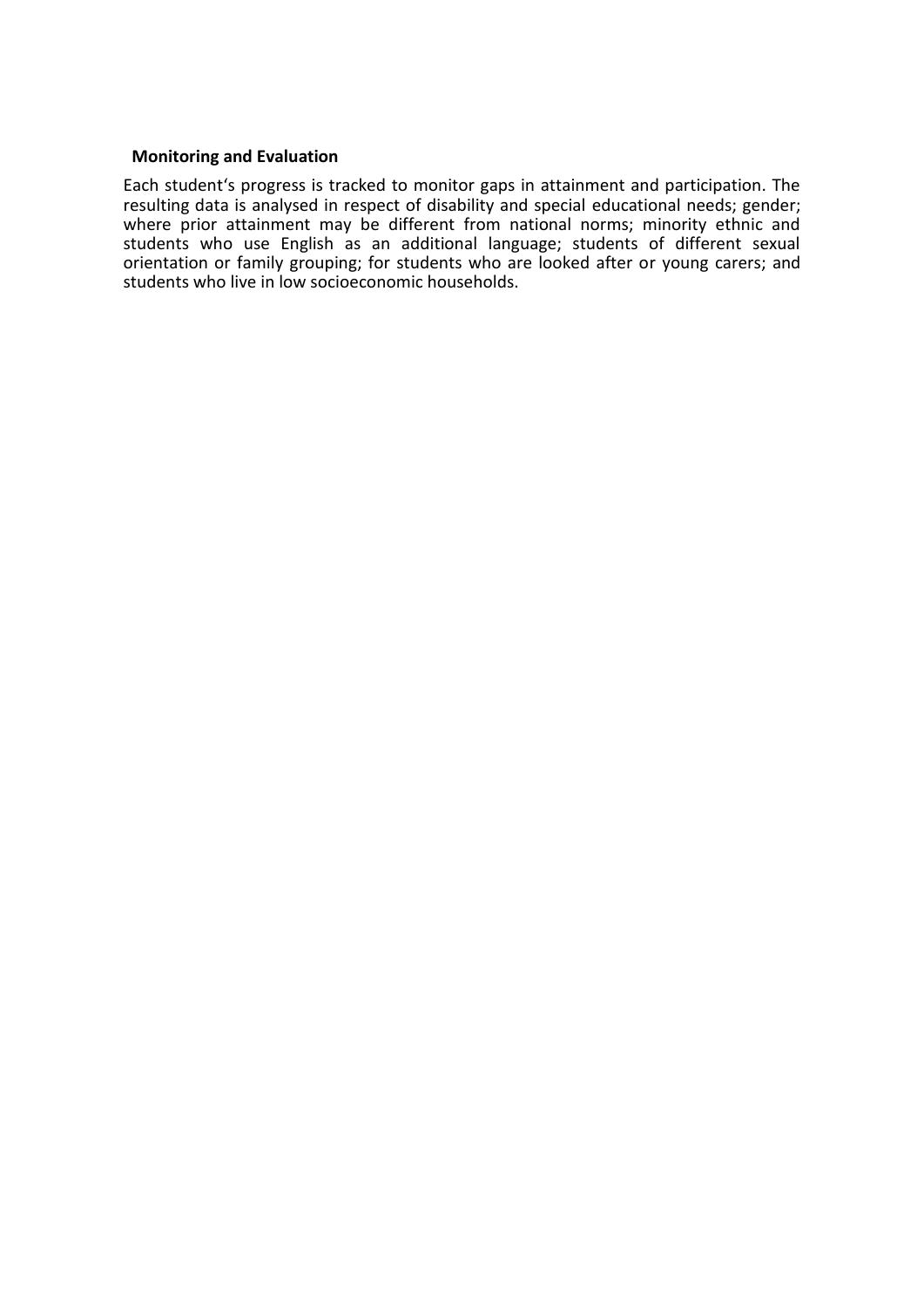**Monitoring and Evaluation**

Each student's progress is tracked to monitor gaps in attainment and participation. The resulting data is analysed in respect of disability and special educational needs; gender; where prior attainment may be different from national norms; minority ethnic and students who use English as an additional language; students of different sexual orientation or family grouping; for students who are looked after or young carers; and students who live in low socioeconomic households.